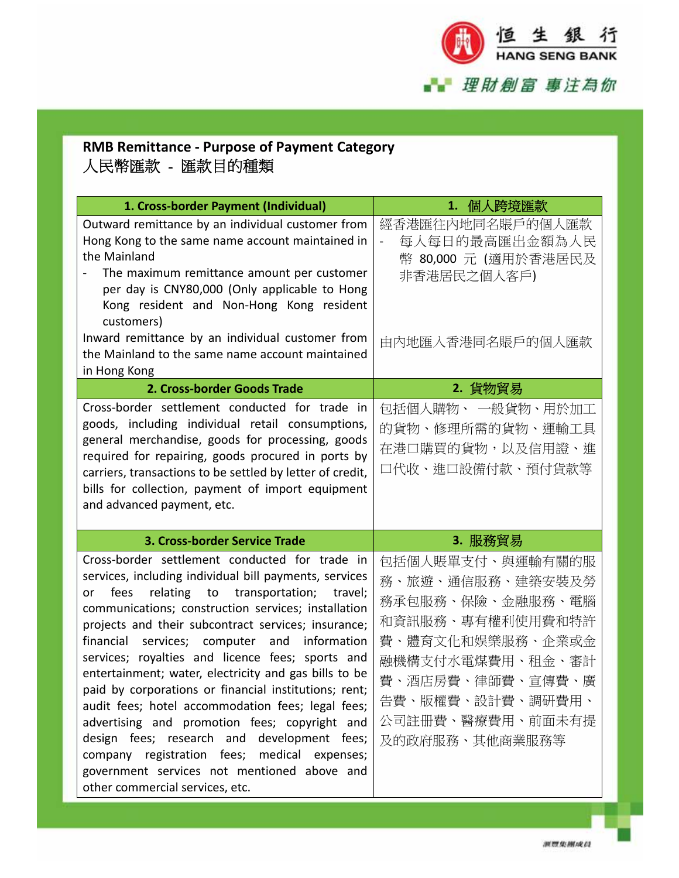恒生銀行
HANG SENG BANK

理財創富 專注為你

## RMB Remittance - Purpose of Payment Category
## 人民幣匯款 - 匯款目的種類

| 1. Cross-border Payment (Individual) | 1. 個人跨境匯款 |
|---|---|
| Outward remittance by an individual customer from Hong Kong to the same name account maintained in the Mainland<br>- The maximum remittance amount per customer per day is CNY80,000 (Only applicable to Hong Kong resident and Non-Hong Kong resident customers)<br>Inward remittance by an individual customer from the Mainland to the same name account maintained in Hong Kong | 經香港匯往內地同名賬戶的個人匯款<br>- 每人每日的最高匯出金額為人民幣 80,000 元 (適用於香港居民及非香港居民之個人客戶)<br>由內地匯入香港同名賬戶的個人匯款 |
| **2. Cross-border Goods Trade** | **2. 貨物貿易** |
| Cross-border settlement conducted for trade in goods, including individual retail consumptions, general merchandise, goods for processing, goods required for repairing, goods procured in ports by carriers, transactions to be settled by letter of credit, bills for collection, payment of import equipment and advanced payment, etc. | 包括個人購物、 一般貨物、用於加工的貨物、修理所需的貨物、運輸工具在港口購買的貨物，以及信用證、進口代收、進口設備付款、預付貨款等 |
| **3. Cross-border Service Trade** | **3. 服務貿易** |
| Cross-border settlement conducted for trade in services, including individual bill payments, services or fees relating to transportation; travel; communications; construction services; installation projects and their subcontract services; insurance; financial services; computer and information services; royalties and licence fees; sports and entertainment; water, electricity and gas bills to be paid by corporations or financial institutions; rent; audit fees; hotel accommodation fees; legal fees; advertising and promotion fees; copyright and design fees; research and development fees; company registration fees; medical expenses; government services not mentioned above and other commercial services, etc. | 包括個人賬單支付、與運輸有關的服務、旅遊、通信服務、建築安裝及勞務承包服務、保險、金融服務、電腦和資訊服務、專有權利使用費和特許費、體育文化和娛樂服務、企業或金融機構支付水電煤費用、租金、審計費、酒店房費、律師費、宣傳費、廣告費、版權費、設計費、調研費用、公司註冊費、醫療費用、前面未有提及的政府服務、其他商業服務等 |

滙豐集團成員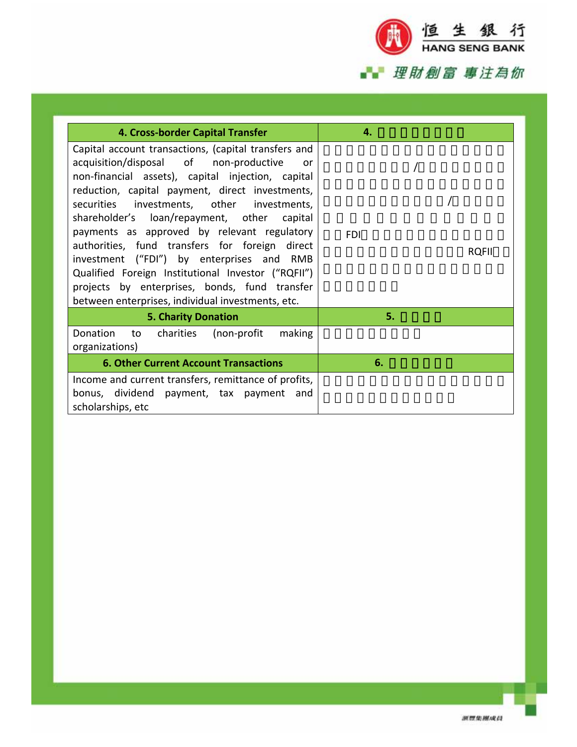| 4. Cross-border Capital Transfer | 4. □□□□□□□ |
| --- | --- |
| Capital account transactions, (capital transfers and acquisition/disposal of non-productive or non-financial assets), capital injection, capital reduction, capital payment, direct investments, securities investments, other investments, shareholder's loan/repayment, other capital payments as approved by relevant regulatory authorities, fund transfers for foreign direct investment ("FDI") by enterprises and RMB Qualified Foreign Institutional Investor ("RQFII") projects by enterprises, bonds, fund transfer between enterprises, individual investments, etc. | □□□□□□□□□□□□□□□□□□□□□□□□/□□□□□□□□□□□□□□□□□□□□□□□□□□□□□/□□□□□□□□□□□□□□□□□□□□□□FDI□□□□□□□□□□□□□□□□□□□□□□□□□□□RQFII□□□□□□□□□□□□□□□□□□□□□□□□□ |
| **5. Charity Donation** | **5. □□□□** |
| Donation to charities (non-profit making organizations) | □□□□□□□□□ |
| **6. Other Current Account Transactions** | **6. □□□□□□** |
| Income and current transfers, remittance of profits, bonus, dividend payment, tax payment and scholarships, etc | □□□□□□□□□□□□□□□□□□□□□□□□□□□□ |